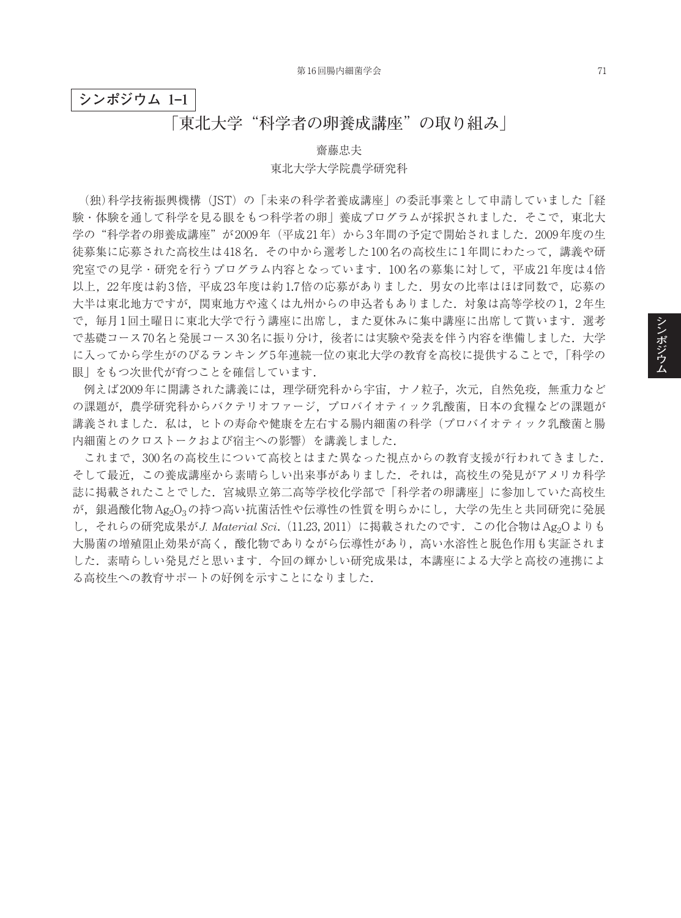## シンポジウム 1–1

# 「東北大学“科学者の卵養成講座”の取り組み」

齋藤忠夫
東北大学大学院農学研究科

（独）科学技術振興機構（JST）の「未来の科学者養成講座」の委託事業として申請していました「経験・体験を通して科学を見る眼をもつ科学者の卵」養成プログラムが採択されました．そこで，東北大学の“科学者の卵養成講座”が2009年（平成21年）から3年間の予定で開始されました．2009年度の生徒募集に応募された高校生は418名．その中から選考した100名の高校生に1年間にわたって，講義や研究室での見学・研究を行うプログラム内容となっています．100名の募集に対して，平成21年度は4倍以上，22年度は約3倍，平成23年度は約1.7倍の応募がありました．男女の比率はほぼ同数で，応募の大半は東北地方ですが，関東地方や遠くは九州からの申込者もありました．対象は高等学校の1，2年生で，毎月1回土曜日に東北大学で行う講座に出席し，また夏休みに集中講座に出席して貰います．選考で基礎コース70名と発展コース30名に振り分け，後者には実験や発表を伴う内容を準備しました．大学に入ってから学生がのびるランキング5年連続一位の東北大学の教育を高校に提供することで，「科学の眼」をもつ次世代が育つことを確信しています．

例えば2009年に開講された講義には，理学研究科から宇宙，ナノ粒子，次元，自然免疫，無重力などの課題が，農学研究科からバクテリオファージ，プロバイオティック乳酸菌，日本の食糧などの課題が講義されました．私は，ヒトの寿命や健康を左右する腸内細菌の科学（プロバイオティック乳酸菌と腸内細菌とのクロストークおよび宿主への影響）を講義しました．

これまで，300名の高校生について高校とはまた異なった視点からの教育支援が行われてきました．そして最近，この養成講座から素晴らしい出来事がありました．それは，高校生の発見がアメリカ科学誌に掲載されたことでした．宮城県立第二高等学校化学部で「科学者の卵講座」に参加していた高校生が，銀過酸化物$Ag_2O_3$の持つ高い抗菌活性や伝導性の性質を明らかにし，大学の先生と共同研究に発展し，それらの研究成果が*J. Material Sci*.（11.23, 2011）に掲載されたのです．この化合物は$Ag_2O$よりも大腸菌の増殖阻止効果が高く，酸化物でありながら伝導性があり，高い水溶性と脱色作用も実証されました．素晴らしい発見だと思います．今回の輝かしい研究成果は，本講座による大学と高校の連携による高校生への教育サポートの好例を示すことになりました．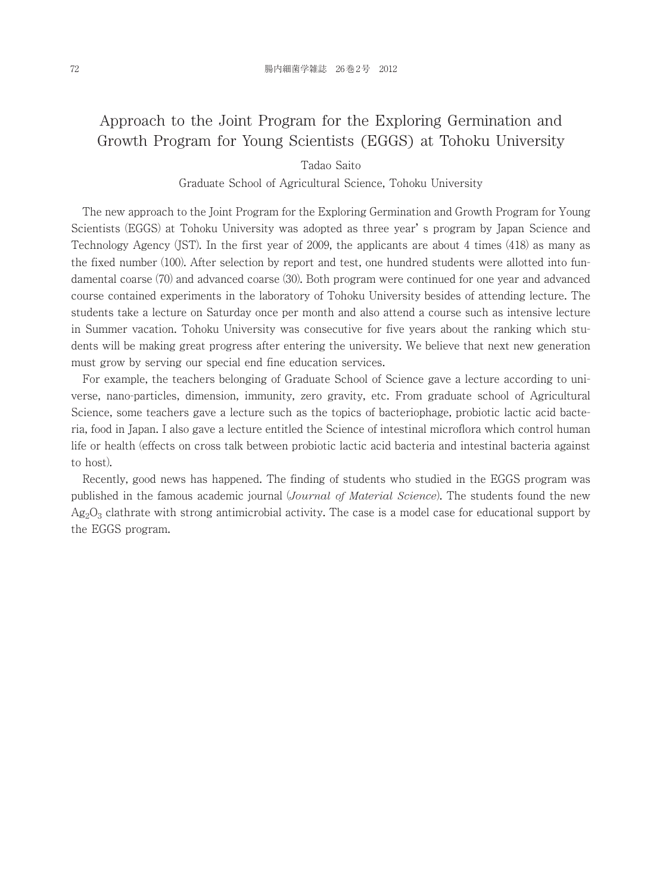# Approach to the Joint Program for the Exploring Germination and Growth Program for Young Scientists (EGGS) at Tohoku University

Tadao Saito

Graduate School of Agricultural Science, Tohoku University

The new approach to the Joint Program for the Exploring Germination and Growth Program for Young Scientists (EGGS) at Tohoku University was adopted as three year' s program by Japan Science and Technology Agency (JST). In the first year of 2009, the applicants are about 4 times (418) as many as the fixed number (100). After selection by report and test, one hundred students were allotted into fundamental coarse (70) and advanced coarse (30). Both program were continued for one year and advanced course contained experiments in the laboratory of Tohoku University besides of attending lecture. The students take a lecture on Saturday once per month and also attend a course such as intensive lecture in Summer vacation. Tohoku University was consecutive for five years about the ranking which students will be making great progress after entering the university. We believe that next new generation must grow by serving our special end fine education services.

For example, the teachers belonging of Graduate School of Science gave a lecture according to universe, nano-particles, dimension, immunity, zero gravity, etc. From graduate school of Agricultural Science, some teachers gave a lecture such as the topics of bacteriophage, probiotic lactic acid bacteria, food in Japan. I also gave a lecture entitled the Science of intestinal microflora which control human life or health (effects on cross talk between probiotic lactic acid bacteria and intestinal bacteria against to host).

Recently, good news has happened. The finding of students who studied in the EGGS program was published in the famous academic journal (*Journal of Material Science*). The students found the new $Ag_2O_3$ clathrate with strong antimicrobial activity. The case is a model case for educational support by the EGGS program.